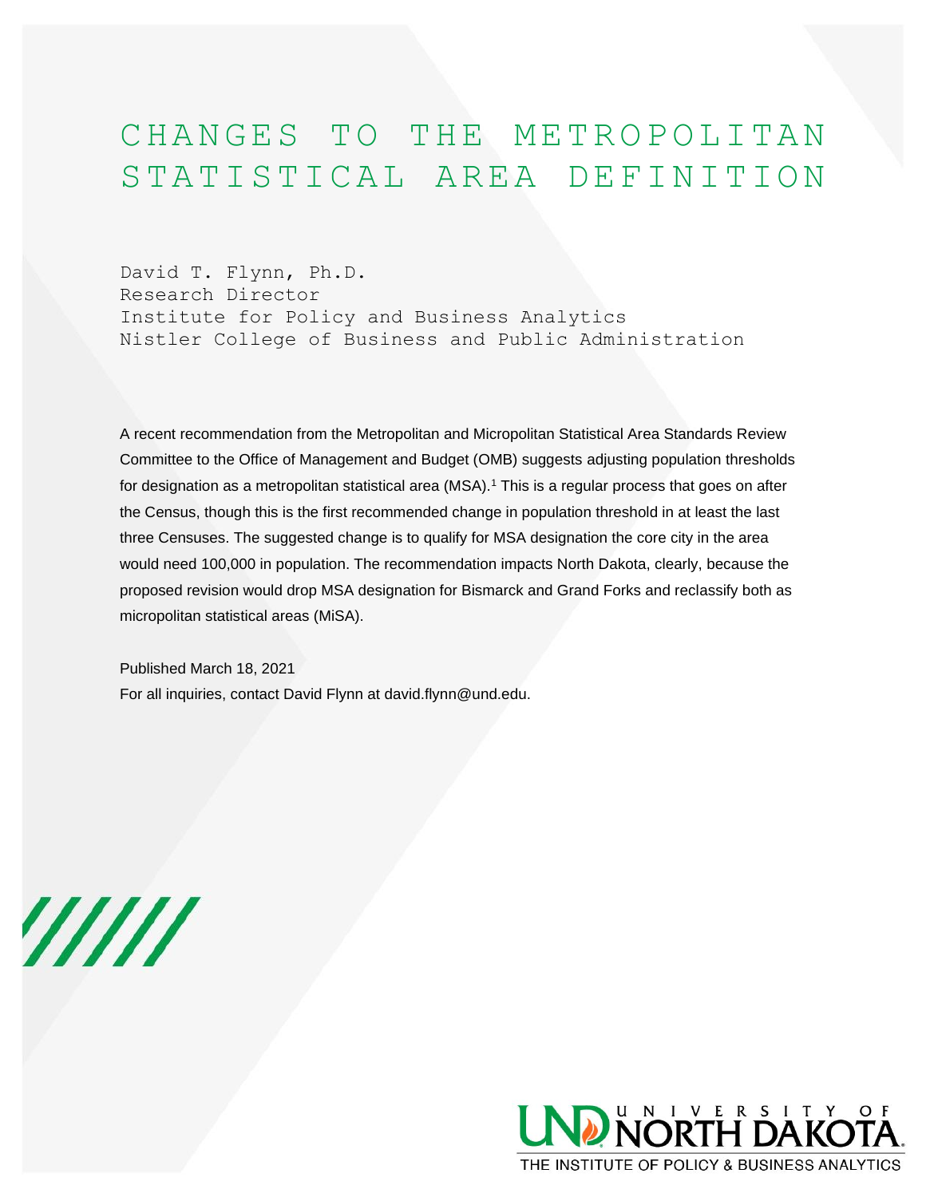# CHANGES TO THE METROPOLITAN STATISTICAL AREA DEFINITION

David T. Flynn, Ph.D.
Research Director
Institute for Policy and Business Analytics
Nistler College of Business and Public Administration

A recent recommendation from the Metropolitan and Micropolitan Statistical Area Standards Review Committee to the Office of Management and Budget (OMB) suggests adjusting population thresholds for designation as a metropolitan statistical area (MSA).[1] This is a regular process that goes on after the Census, though this is the first recommended change in population threshold in at least the last three Censuses. The suggested change is to qualify for MSA designation the core city in the area would need 100,000 in population. The recommendation impacts North Dakota, clearly, because the proposed revision would drop MSA designation for Bismarck and Grand Forks and reclassify both as micropolitan statistical areas (MiSA).

Published March 18, 2021
For all inquiries, contact David Flynn at david.flynn@und.edu.

UND UNIVERSITY OF NORTH DAKOTA
THE INSTITUTE OF POLICY & BUSINESS ANALYTICS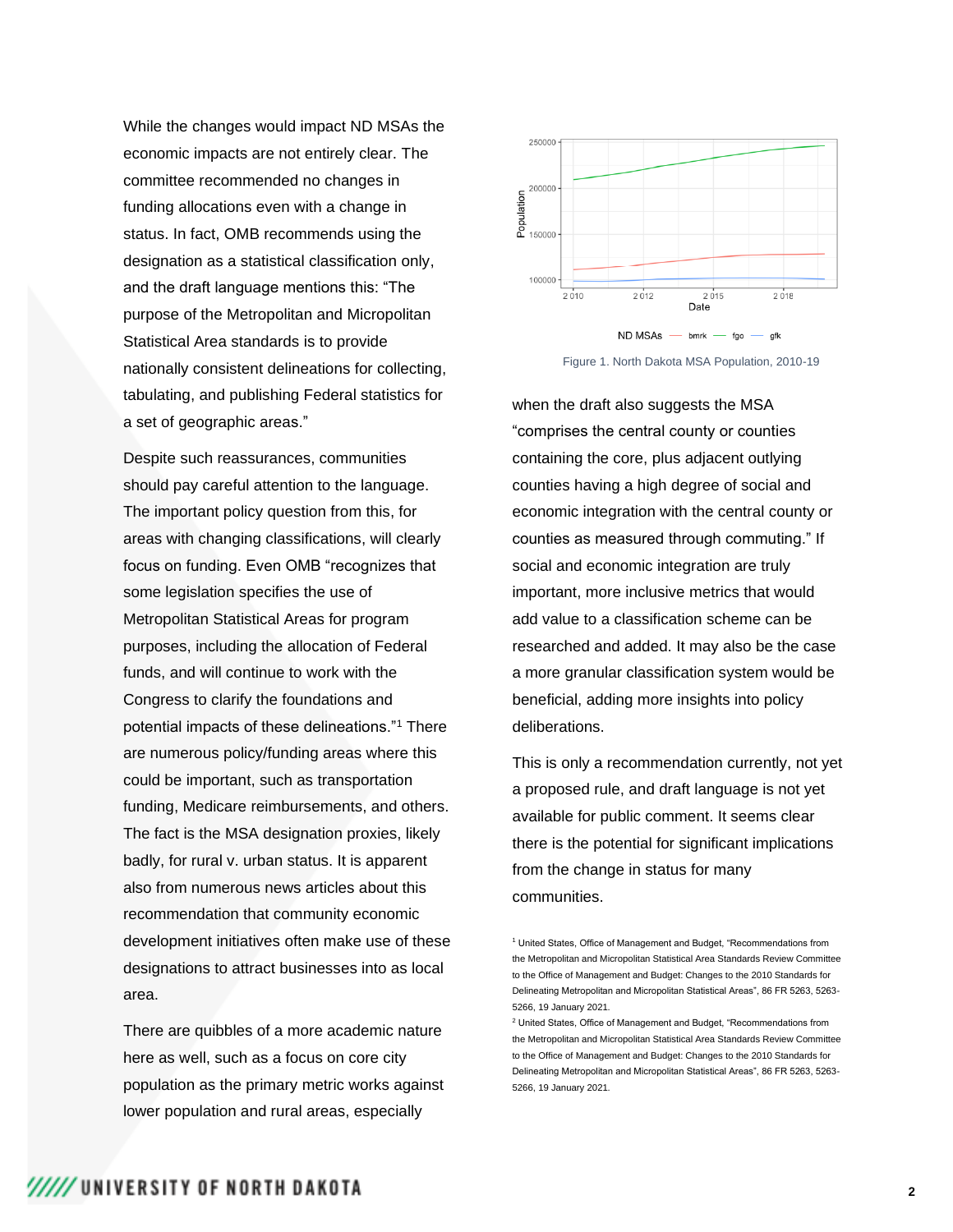While the changes would impact ND MSAs the economic impacts are not entirely clear. The committee recommended no changes in funding allocations even with a change in status. In fact, OMB recommends using the designation as a statistical classification only, and the draft language mentions this: "The purpose of the Metropolitan and Micropolitan Statistical Area standards is to provide nationally consistent delineations for collecting, tabulating, and publishing Federal statistics for a set of geographic areas."

Despite such reassurances, communities should pay careful attention to the language. The important policy question from this, for areas with changing classifications, will clearly focus on funding. Even OMB "recognizes that some legislation specifies the use of Metropolitan Statistical Areas for program purposes, including the allocation of Federal funds, and will continue to work with the Congress to clarify the foundations and potential impacts of these delineations."[1] There are numerous policy/funding areas where this could be important, such as transportation funding, Medicare reimbursements, and others. The fact is the MSA designation proxies, likely badly, for rural v. urban status. It is apparent also from numerous news articles about this recommendation that community economic development initiatives often make use of these designations to attract businesses into as local area.

There are quibbles of a more academic nature here as well, such as a focus on core city population as the primary metric works against lower population and rural areas, especially

250000
200000
150000
100000
Population
2010
2012
2015
2018
Date
ND MSAs — bmrk — fgo — gfk

Figure 1. North Dakota MSA Population, 2010-19

when the draft also suggests the MSA "comprises the central county or counties containing the core, plus adjacent outlying counties having a high degree of social and economic integration with the central county or counties as measured through commuting." If social and economic integration are truly important, more inclusive metrics that would add value to a classification scheme can be researched and added. It may also be the case a more granular classification system would be beneficial, adding more insights into policy deliberations.

This is only a recommendation currently, not yet a proposed rule, and draft language is not yet available for public comment. It seems clear there is the potential for significant implications from the change in status for many communities.

[1] United States, Office of Management and Budget, "Recommendations from the Metropolitan and Micropolitan Statistical Area Standards Review Committee to the Office of Management and Budget: Changes to the 2010 Standards for Delineating Metropolitan and Micropolitan Statistical Areas", 86 FR 5263, 5263-5266, 19 January 2021.

[2] United States, Office of Management and Budget, "Recommendations from the Metropolitan and Micropolitan Statistical Area Standards Review Committee to the Office of Management and Budget: Changes to the 2010 Standards for Delineating Metropolitan and Micropolitan Statistical Areas", 86 FR 5263, 5263-5266, 19 January 2021.